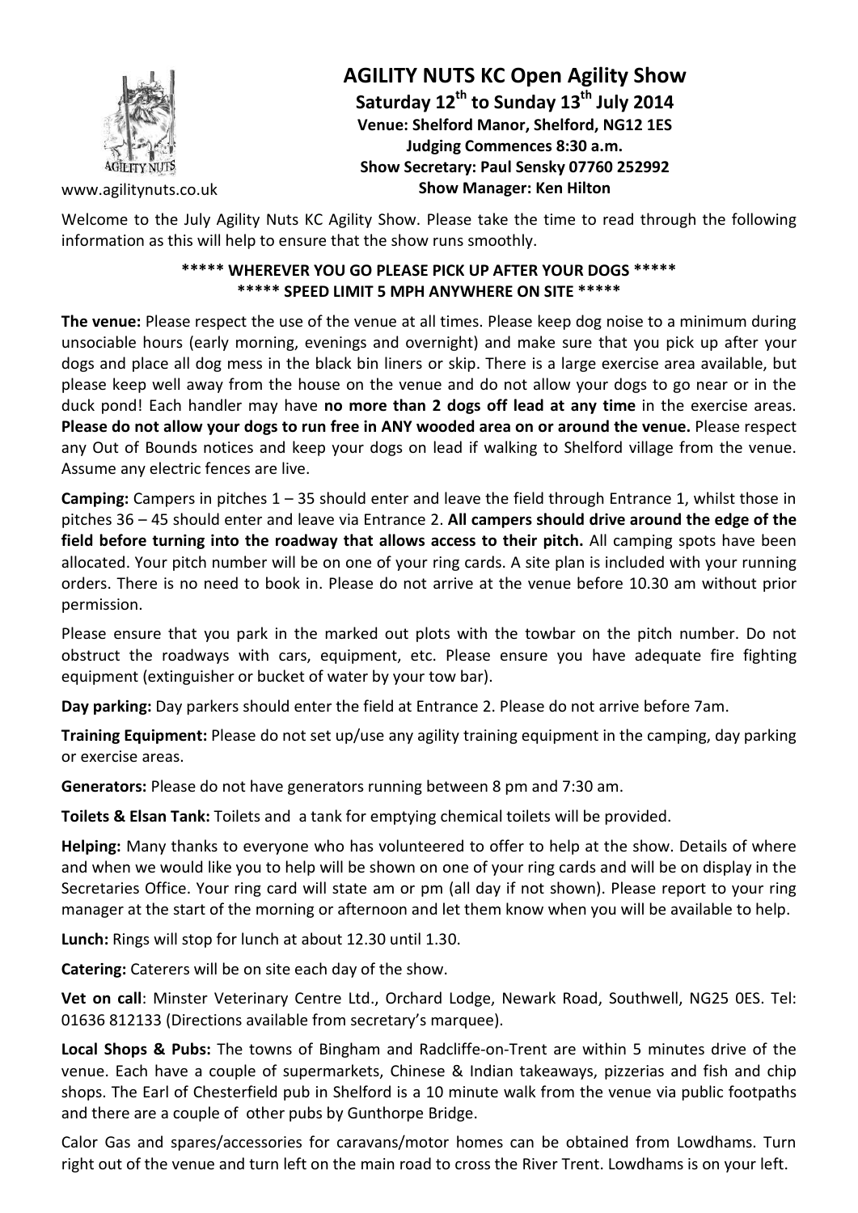www.agilitynuts.co.uk

# AGILITY NUTS KC Open Agility Show

**Saturday 12th to Sunday 13th July 2014**
**Venue: Shelford Manor, Shelford, NG12 1ES**
**Judging Commences 8:30 a.m.**
**Show Secretary: Paul Sensky 07760 252992**
**Show Manager: Ken Hilton**

Welcome to the July Agility Nuts KC Agility Show. Please take the time to read through the following information as this will help to ensure that the show runs smoothly.

**\*\*\*\*\* WHEREVER YOU GO PLEASE PICK UP AFTER YOUR DOGS \*\*\*\*\***
**\*\*\*\*\* SPEED LIMIT 5 MPH ANYWHERE ON SITE \*\*\*\*\***

**The venue:** Please respect the use of the venue at all times. Please keep dog noise to a minimum during unsociable hours (early morning, evenings and overnight) and make sure that you pick up after your dogs and place all dog mess in the black bin liners or skip. There is a large exercise area available, but please keep well away from the house on the venue and do not allow your dogs to go near or in the duck pond! Each handler may have **no more than 2 dogs off lead at any time** in the exercise areas. **Please do not allow your dogs to run free in ANY wooded area on or around the venue.** Please respect any Out of Bounds notices and keep your dogs on lead if walking to Shelford village from the venue. Assume any electric fences are live.

**Camping:** Campers in pitches 1 – 35 should enter and leave the field through Entrance 1, whilst those in pitches 36 – 45 should enter and leave via Entrance 2. **All campers should drive around the edge of the field before turning into the roadway that allows access to their pitch.** All camping spots have been allocated. Your pitch number will be on one of your ring cards. A site plan is included with your running orders. There is no need to book in. Please do not arrive at the venue before 10.30 am without prior permission.

Please ensure that you park in the marked out plots with the towbar on the pitch number. Do not obstruct the roadways with cars, equipment, etc. Please ensure you have adequate fire fighting equipment (extinguisher or bucket of water by your tow bar).

**Day parking:** Day parkers should enter the field at Entrance 2. Please do not arrive before 7am.

**Training Equipment:** Please do not set up/use any agility training equipment in the camping, day parking or exercise areas.

**Generators:** Please do not have generators running between 8 pm and 7:30 am.

**Toilets & Elsan Tank:** Toilets and a tank for emptying chemical toilets will be provided.

**Helping:** Many thanks to everyone who has volunteered to offer to help at the show. Details of where and when we would like you to help will be shown on one of your ring cards and will be on display in the Secretaries Office. Your ring card will state am or pm (all day if not shown). Please report to your ring manager at the start of the morning or afternoon and let them know when you will be available to help.

**Lunch:** Rings will stop for lunch at about 12.30 until 1.30.

**Catering:** Caterers will be on site each day of the show.

**Vet on call**: Minster Veterinary Centre Ltd., Orchard Lodge, Newark Road, Southwell, NG25 0ES. Tel: 01636 812133 (Directions available from secretary's marquee).

**Local Shops & Pubs:** The towns of Bingham and Radcliffe-on-Trent are within 5 minutes drive of the venue. Each have a couple of supermarkets, Chinese & Indian takeaways, pizzerias and fish and chip shops. The Earl of Chesterfield pub in Shelford is a 10 minute walk from the venue via public footpaths and there are a couple of other pubs by Gunthorpe Bridge.

Calor Gas and spares/accessories for caravans/motor homes can be obtained from Lowdhams. Turn right out of the venue and turn left on the main road to cross the River Trent. Lowdhams is on your left.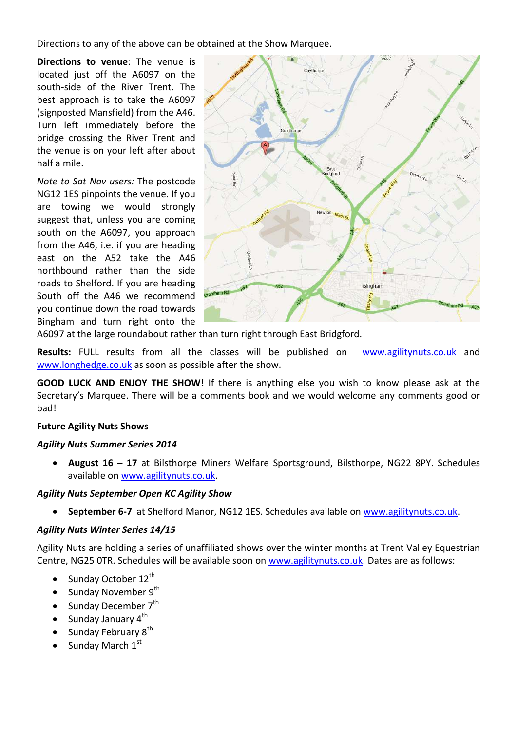Directions to any of the above can be obtained at the Show Marquee.

**Directions to venue**: The venue is located just off the A6097 on the south-side of the River Trent. The best approach is to take the A6097 (signposted Mansfield) from the A46. Turn left immediately before the bridge crossing the River Trent and the venue is on your left after about half a mile.

*Note to Sat Nav users:* The postcode NG12 1ES pinpoints the venue. If you are towing we would strongly suggest that, unless you are coming south on the A6097, you approach from the A46, i.e. if you are heading east on the A52 take the A46 northbound rather than the side roads to Shelford. If you are heading South off the A46 we recommend you continue down the road towards Bingham and turn right onto the A6097 at the large roundabout rather than turn right through East Bridgford.

**Results:** FULL results from all the classes will be published on www.agilitynuts.co.uk and www.longhedge.co.uk as soon as possible after the show.

**GOOD LUCK AND ENJOY THE SHOW!** If there is anything else you wish to know please ask at the Secretary's Marquee. There will be a comments book and we would welcome any comments good or bad!

**Future Agility Nuts Shows**

***Agility Nuts Summer Series 2014***

- **August 16 – 17** at Bilsthorpe Miners Welfare Sportsground, Bilsthorpe, NG22 8PY. Schedules available on www.agilitynuts.co.uk.

***Agility Nuts September Open KC Agility Show***

- **September 6-7** at Shelford Manor, NG12 1ES. Schedules available on www.agilitynuts.co.uk.

***Agility Nuts Winter Series 14/15***

Agility Nuts are holding a series of unaffiliated shows over the winter months at Trent Valley Equestrian Centre, NG25 0TR. Schedules will be available soon on www.agilitynuts.co.uk. Dates are as follows:

- Sunday October 12th
- Sunday November 9th
- Sunday December 7th
- Sunday January 4th
- Sunday February 8th
- Sunday March 1st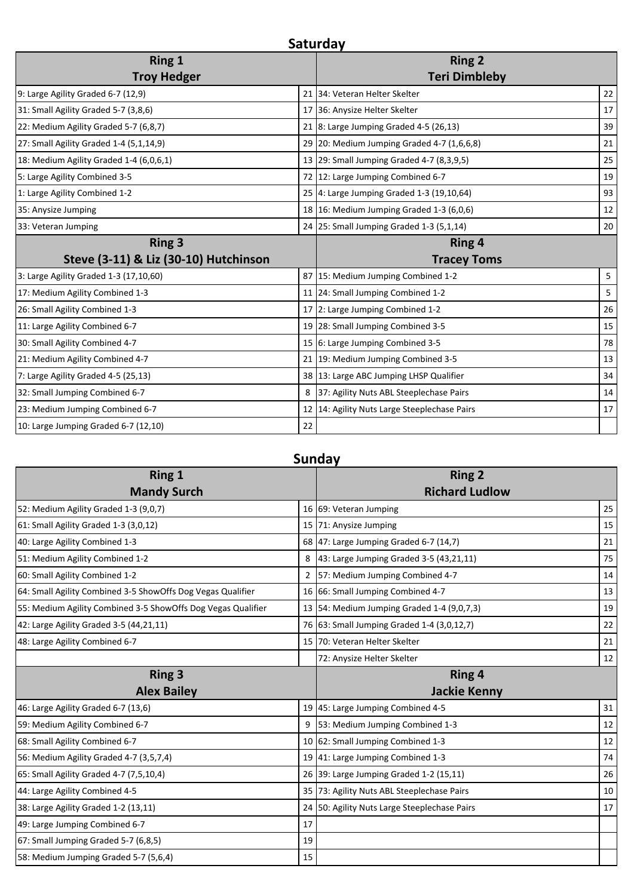## Saturday

| Ring 1<br>Troy Hedger | | Ring 2<br>Teri Dimbleby | |
|---|---|---|---|
| 9: Large Agility Graded 6-7 (12,9) | 21 | 34: Veteran Helter Skelter | 22 |
| 31: Small Agility Graded 5-7 (3,8,6) | 17 | 36: Anysize Helter Skelter | 17 |
| 22: Medium Agility Graded 5-7 (6,8,7) | 21 | 8: Large Jumping Graded 4-5 (26,13) | 39 |
| 27: Small Agility Graded 1-4 (5,1,14,9) | 29 | 20: Medium Jumping Graded 4-7 (1,6,6,8) | 21 |
| 18: Medium Agility Graded 1-4 (6,0,6,1) | 13 | 29: Small Jumping Graded 4-7 (8,3,9,5) | 25 |
| 5: Large Agility Combined 3-5 | 72 | 12: Large Jumping Combined 6-7 | 19 |
| 1: Large Agility Combined 1-2 | 25 | 4: Large Jumping Graded 1-3 (19,10,64) | 93 |
| 35: Anysize Jumping | 18 | 16: Medium Jumping Graded 1-3 (6,0,6) | 12 |
| 33: Veteran Jumping | 24 | 25: Small Jumping Graded 1-3 (5,1,14) | 20 |

| Ring 3<br>Steve (3-11) & Liz (30-10) Hutchinson | | Ring 4<br>Tracey Toms | |
|---|---|---|---|
| 3: Large Agility Graded 1-3 (17,10,60) | 87 | 15: Medium Jumping Combined 1-2 | 5 |
| 17: Medium Agility Combined 1-3 | 11 | 24: Small Jumping Combined 1-2 | 5 |
| 26: Small Agility Combined 1-3 | 17 | 2: Large Jumping Combined 1-2 | 26 |
| 11: Large Agility Combined 6-7 | 19 | 28: Small Jumping Combined 3-5 | 15 |
| 30: Small Agility Combined 4-7 | 15 | 6: Large Jumping Combined 3-5 | 78 |
| 21: Medium Agility Combined 4-7 | 21 | 19: Medium Jumping Combined 3-5 | 13 |
| 7: Large Agility Graded 4-5 (25,13) | 38 | 13: Large ABC Jumping LHSP Qualifier | 34 |
| 32: Small Jumping Combined 6-7 | 8 | 37: Agility Nuts ABL Steeplechase Pairs | 14 |
| 23: Medium Jumping Combined 6-7 | 12 | 14: Agility Nuts Large Steeplechase Pairs | 17 |
| 10: Large Jumping Graded 6-7 (12,10) | 22 | | |

## Sunday

| Ring 1<br>Mandy Surch | | Ring 2<br>Richard Ludlow | |
|---|---|---|---|
| 52: Medium Agility Graded 1-3 (9,0,7) | 16 | 69: Veteran Jumping | 25 |
| 61: Small Agility Graded 1-3 (3,0,12) | 15 | 71: Anysize Jumping | 15 |
| 40: Large Agility Combined 1-3 | 68 | 47: Large Jumping Graded 6-7 (14,7) | 21 |
| 51: Medium Agility Combined 1-2 | 8 | 43: Large Jumping Graded 3-5 (43,21,11) | 75 |
| 60: Small Agility Combined 1-2 | 2 | 57: Medium Jumping Combined 4-7 | 14 |
| 64: Small Agility Combined 3-5 ShowOffs Dog Vegas Qualifier | 16 | 66: Small Jumping Combined 4-7 | 13 |
| 55: Medium Agility Combined 3-5 ShowOffs Dog Vegas Qualifier | 13 | 54: Medium Jumping Graded 1-4 (9,0,7,3) | 19 |
| 42: Large Agility Graded 3-5 (44,21,11) | 76 | 63: Small Jumping Graded 1-4 (3,0,12,7) | 22 |
| 48: Large Agility Combined 6-7 | 15 | 70: Veteran Helter Skelter | 21 |
| | | 72: Anysize Helter Skelter | 12 |

| Ring 3<br>Alex Bailey | | Ring 4<br>Jackie Kenny | |
|---|---|---|---|
| 46: Large Agility Graded 6-7 (13,6) | 19 | 45: Large Jumping Combined 4-5 | 31 |
| 59: Medium Agility Combined 6-7 | 9 | 53: Medium Jumping Combined 1-3 | 12 |
| 68: Small Agility Combined 6-7 | 10 | 62: Small Jumping Combined 1-3 | 12 |
| 56: Medium Agility Graded 4-7 (3,5,7,4) | 19 | 41: Large Jumping Combined 1-3 | 74 |
| 65: Small Agility Graded 4-7 (7,5,10,4) | 26 | 39: Large Jumping Graded 1-2 (15,11) | 26 |
| 44: Large Agility Combined 4-5 | 35 | 73: Agility Nuts ABL Steeplechase Pairs | 10 |
| 38: Large Agility Graded 1-2 (13,11) | 24 | 50: Agility Nuts Large Steeplechase Pairs | 17 |
| 49: Large Jumping Combined 6-7 | 17 | | |
| 67: Small Jumping Graded 5-7 (6,8,5) | 19 | | |
| 58: Medium Jumping Graded 5-7 (5,6,4) | 15 | | |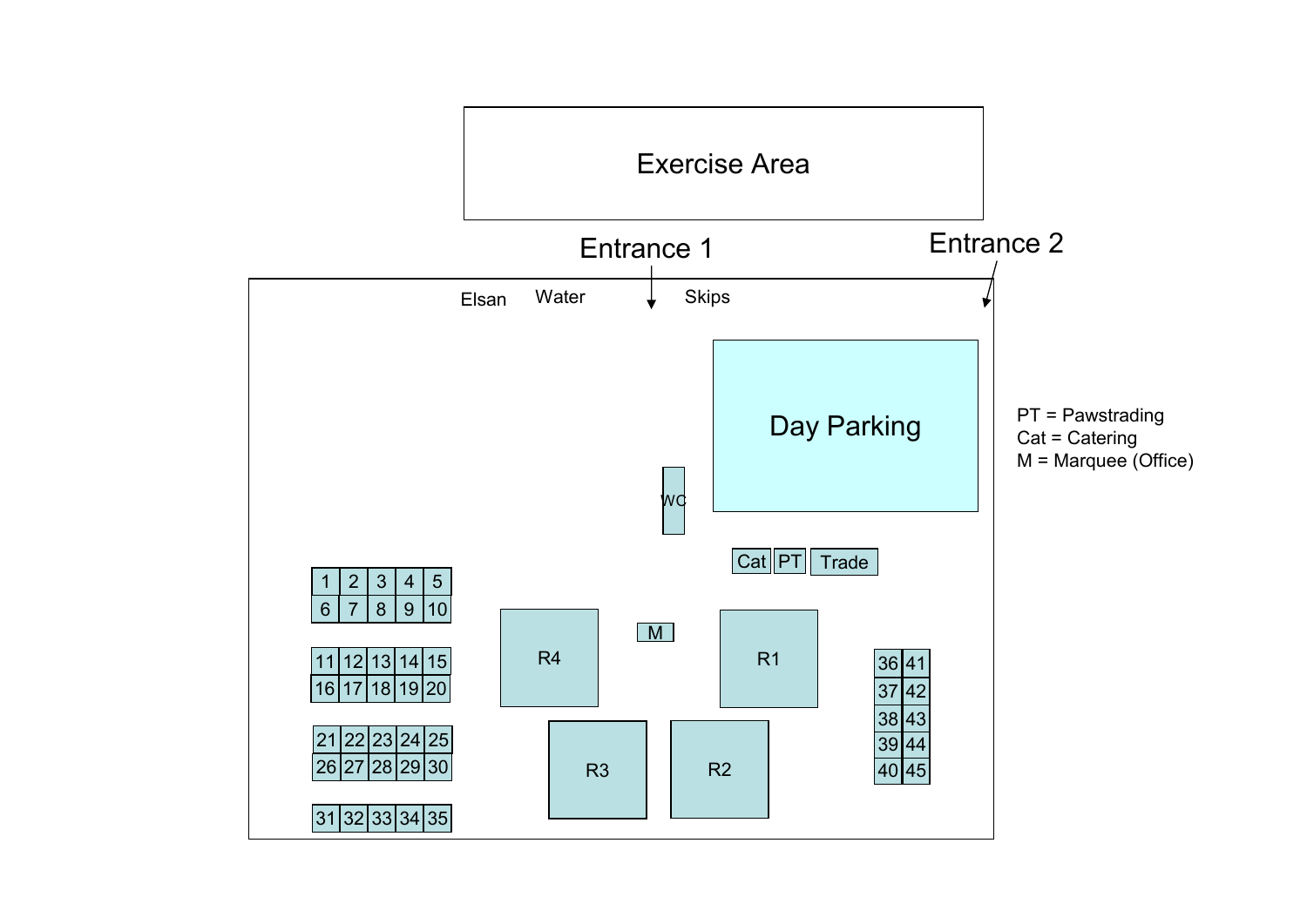Exercise Area

Entrance 1

Entrance 2

Elsan

Water

Skips

Day Parking

PT = Pawstrading
Cat = Catering
M = Marquee (Office)

WC

Cat

PT

Trade

1 2 3 4 5
6 7 8 9 10

11 12 13 14 15
16 17 18 19 20

21 22 23 24 25
26 27 28 29 30

31 32 33 34 35

R4

M

R1

R3

R2

36 41
37 42
38 43
39 44
40 45